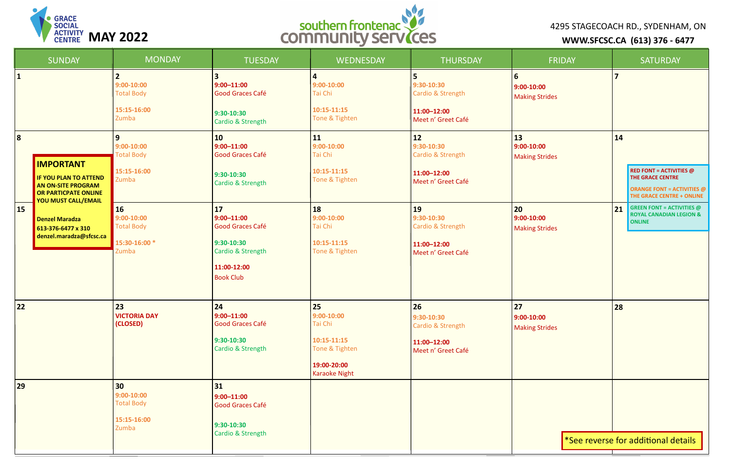GRACE SOCIAL ACTIVITY CENTRE

# MAY 2022

southern frontenac community services

4295 STAGECOACH RD., SYDENHAM, ON

**WWW.SFCSC.CA (613) 376 - 6477**

| SUNDAY | MONDAY | TUESDAY | WEDNESDAY | THURSDAY | FRIDAY | SATURDAY |
|---|---|---|---|---|---|---|
| **1** | **2**<br>9:00-10:00<br>Total Body<br><br>15:15-16:00<br>Zumba | **3**<br>9:00–11:00<br>Good Graces Café<br><br>9:30-10:30<br>Cardio & Strength | **4**<br>9:00-10:00<br>Tai Chi<br><br>10:15-11:15<br>Tone & Tighten | **5**<br>9:30-10:30<br>Cardio & Strength<br><br>11:00–12:00<br>Meet n' Greet Café | **6**<br>9:00-10:00<br>Making Strides | **7** |
| **8** | **9**<br>9:00-10:00<br>Total Body<br><br>15:15-16:00<br>Zumba | **10**<br>9:00–11:00<br>Good Graces Café<br><br>9:30-10:30<br>Cardio & Strength | **11**<br>9:00-10:00<br>Tai Chi<br><br>10:15-11:15<br>Tone & Tighten | **12**<br>9:30-10:30<br>Cardio & Strength<br><br>11:00–12:00<br>Meet n' Greet Café | **13**<br>9:00-10:00<br>Making Strides | **14** |
| **15** | **16**<br>9:00-10:00<br>Total Body<br><br>15:30-16:00 *<br>Zumba | **17**<br>9:00–11:00<br>Good Graces Café<br><br>9:30-10:30<br>Cardio & Strength<br><br>11:00-12:00<br>Book Club | **18**<br>9:00-10:00<br>Tai Chi<br><br>10:15-11:15<br>Tone & Tighten | **19**<br>9:30-10:30<br>Cardio & Strength<br><br>11:00–12:00<br>Meet n' Greet Café | **20**<br>9:00-10:00<br>Making Strides | **21** |
| **22** | **23**<br>**VICTORIA DAY (CLOSED)** | **24**<br>9:00–11:00<br>Good Graces Café<br><br>9:30-10:30<br>Cardio & Strength | **25**<br>9:00-10:00<br>Tai Chi<br><br>10:15-11:15<br>Tone & Tighten<br><br>19:00-20:00<br>Karaoke Night | **26**<br>9:30-10:30<br>Cardio & Strength<br><br>11:00–12:00<br>Meet n' Greet Café | **27**<br>9:00-10:00<br>Making Strides | **28** |
| **29** | **30**<br>9:00-10:00<br>Total Body<br><br>15:15-16:00<br>Zumba | **31**<br>9:00–11:00<br>Good Graces Café<br><br>9:30-10:30<br>Cardio & Strength | | | | |

**IMPORTANT**

**IF YOU PLAN TO ATTEND AN ON-SITE PROGRAM OR PARTICPATE ONLINE YOU MUST CALL/EMAIL**

**Denzel Maradza**
**613-376-6477 x 310**
**denzel.maradza@sfcsc.ca**

**RED FONT = ACTIVITIES @ THE GRACE CENTRE**

**ORANGE FONT = ACTIVITIES @ THE GRACE CENTRE + ONLINE**

**GREEN FONT = ACTIVITIES @ ROYAL CANADIAN LEGION & ONLINE**

*See reverse for additional details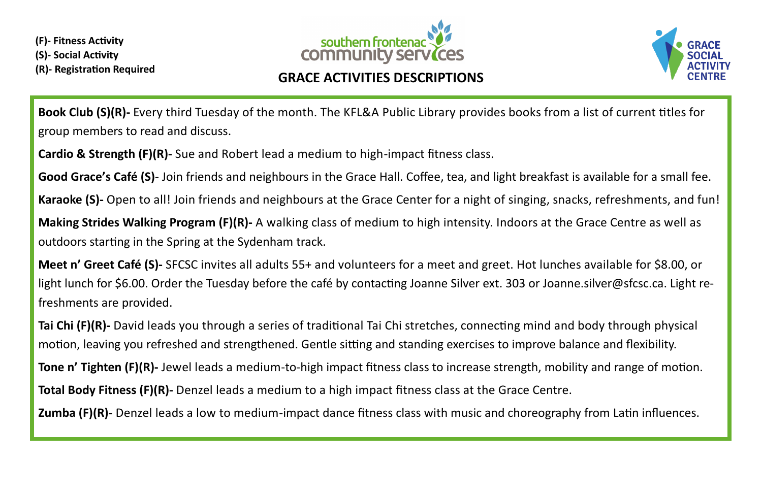**(F)- Fitness Activity**
**(S)- Social Activity**
**(R)- Registration Required**

southern frontenac community services

# GRACE ACTIVITIES DESCRIPTIONS

GRACE SOCIAL ACTIVITY CENTRE

**Book Club (S)(R)-** Every third Tuesday of the month. The KFL&A Public Library provides books from a list of current titles for group members to read and discuss.

**Cardio & Strength (F)(R)-** Sue and Robert lead a medium to high-impact fitness class.

**Good Grace's Café (S)**- Join friends and neighbours in the Grace Hall. Coffee, tea, and light breakfast is available for a small fee.

**Karaoke (S)-** Open to all! Join friends and neighbours at the Grace Center for a night of singing, snacks, refreshments, and fun!

**Making Strides Walking Program (F)(R)-** A walking class of medium to high intensity. Indoors at the Grace Centre as well as outdoors starting in the Spring at the Sydenham track.

**Meet n' Greet Café (S)-** SFCSC invites all adults 55+ and volunteers for a meet and greet. Hot lunches available for $8.00, or light lunch for $6.00. Order the Tuesday before the café by contacting Joanne Silver ext. 303 or Joanne.silver@sfcsc.ca. Light refreshments are provided.

**Tai Chi (F)(R)-** David leads you through a series of traditional Tai Chi stretches, connecting mind and body through physical motion, leaving you refreshed and strengthened. Gentle sitting and standing exercises to improve balance and flexibility.

**Tone n' Tighten (F)(R)-** Jewel leads a medium-to-high impact fitness class to increase strength, mobility and range of motion.

**Total Body Fitness (F)(R)-** Denzel leads a medium to a high impact fitness class at the Grace Centre.

**Zumba (F)(R)-** Denzel leads a low to medium-impact dance fitness class with music and choreography from Latin influences.